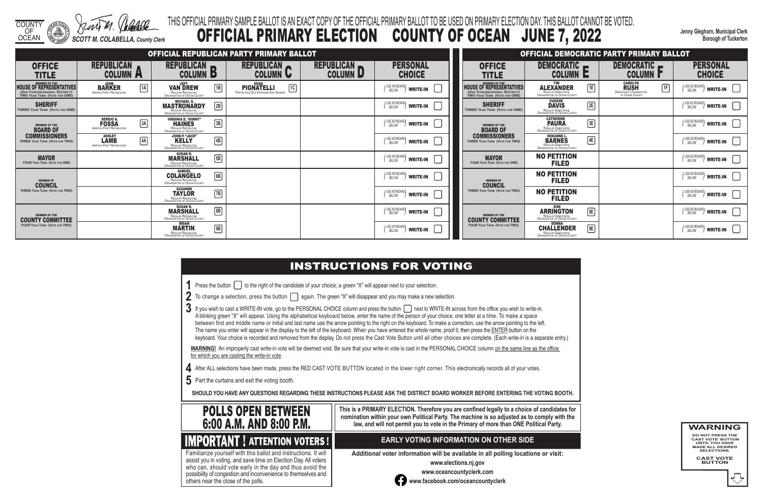COUNTY OF OCEAN

SCOTT M. COLABELLA, County Clerk

THIS OFFICIAL PRIMARY SAMPLE BALLOT IS AN EXACT COPY OF THE OFFICIAL PRIMARY BALLOT TO BE USED ON PRIMARY ELECTION DAY. THIS BALLOT CANNOT BE VOTED.

# OFFICIAL PRIMARY ELECTION COUNTY OF OCEAN JUNE 7, 2022

Jenny Gleghorn, Municipal Clerk
Borough of Tuckerton

## OFFICIAL REPUBLICAN PARTY PRIMARY BALLOT

| OFFICE TITLE | REPUBLICAN COLUMN A | REPUBLICAN COLUMN B | REPUBLICAN COLUMN C | REPUBLICAN COLUMN D | PERSONAL CHOICE |
|---|---|---|---|---|---|
| MEMBER OF THE HOUSE OF REPRESENTATIVES (2ND CONGRESSIONAL DISTRICT) TWO YEAR TERM (VOTE FOR ONE) | 1A JOHN BARKER America First Republicans | 1B JEFF VAN DREW Regular Republican Organization of Ocean County | 1C SEAN PIGNATELLI Protecting Our Veterans And Seniors | | (USE KEYBOARD BELOW) WRITE-IN |
| SHERIFF THREE YEAR TERM (VOTE FOR ONE) | | 2B MICHAEL G. MASTRONARDY Regular Republican Organization of Ocean County | | | (USE KEYBOARD BELOW) WRITE-IN |
| MEMBER OF THE BOARD OF COMMISSIONERS THREE YEAR TERM (VOTE FOR TWO) | 3A SERGIO A. FOSSA America First Republicans | 3B VIRGINIA E. "GINNY" HAINES Regular Republican Organization of Ocean County | | | (USE KEYBOARD BELOW) WRITE-IN |
| | 4A ASHLEY LAMB America First Republicans | 4B JOHN P. "JACK" KELLY Regular Republican Organization of Ocean County | | | (USE KEYBOARD BELOW) WRITE-IN |
| MAYOR FOUR YEAR TERM (VOTE FOR ONE) | | 5B SUSAN R. MARSHALL Regular Republican Organization of Ocean County | | | (USE KEYBOARD BELOW) WRITE-IN |
| MEMBER OF COUNCIL THREE YEAR TERM (VOTE FOR TWO) | | 6B SAMUEL COLANGELO Regular Republican Organization of Ocean County | | | (USE KEYBOARD BELOW) WRITE-IN |
| | | 7B SUZANNE TAYLOR Regular Republican Organization of Ocean County | | | (USE KEYBOARD BELOW) WRITE-IN |
| MEMBER OF THE COUNTY COMMITTEE FOUR YEAR TERM (VOTE FOR TWO) | | 8B SUSAN R. MARSHALL Regular Republican Organization of Ocean County | | | (USE KEYBOARD BELOW) WRITE-IN |
| | | 9B BRIAN MARTIN Regular Republican Organization of Ocean County | | | (USE KEYBOARD BELOW) WRITE-IN |

## OFFICIAL DEMOCRATIC PARTY PRIMARY BALLOT

| OFFICE TITLE | DEMOCRATIC COLUMN E | DEMOCRATIC COLUMN F | PERSONAL CHOICE |
|---|---|---|---|
| MEMBER OF THE HOUSE OF REPRESENTATIVES (2ND CONGRESSIONAL DISTRICT) TWO YEAR TERM (VOTE FOR ONE) | 1E TIM ALEXANDER Regular Democratic Organization of Ocean County | 1F CAROLYN RUSH Democratic Organization of Ocean County | (USE KEYBOARD BELOW) WRITE-IN |
| SHERIFF THREE YEAR TERM (VOTE FOR ONE) | 2E EUGENE DAVIS Regular Democratic Organization of Ocean County | | (USE KEYBOARD BELOW) WRITE-IN |
| MEMBER OF THE BOARD OF COMMISSIONERS THREE YEAR TERM (VOTE FOR TWO) | 3E CATHERINE PAURA Regular Democratic Organization of Ocean County | | (USE KEYBOARD BELOW) WRITE-IN |
| | 4E ROXANNE L. BARNES Regular Democratic Organization of Ocean County | | (USE KEYBOARD BELOW) WRITE-IN |
| MAYOR FOUR YEAR TERM (VOTE FOR ONE) | NO PETITION FILED | | (USE KEYBOARD BELOW) WRITE-IN |
| MEMBER OF COUNCIL THREE YEAR TERM (VOTE FOR TWO) | NO PETITION FILED | | (USE KEYBOARD BELOW) WRITE-IN |
| | NO PETITION FILED | | (USE KEYBOARD BELOW) WRITE-IN |
| MEMBER OF THE COUNTY COMMITTEE FOUR YEAR TERM (VOTE FOR TWO) | 8E DON ARRINGTON Regular Democratic Organization of Ocean County | | (USE KEYBOARD BELOW) WRITE-IN |
| | 9E DONNA CHALLENDER Regular Democratic Organization of Ocean County | | (USE KEYBOARD BELOW) WRITE-IN |

## INSTRUCTIONS FOR VOTING

1. Press the button ☐ to the right of the candidate of your choice; a green "X" will appear next to your selection.
2. To change a selection, press the button ☐ again. The green "X" will disappear and you may make a new selection.
3. If you wish to cast a WRITE-IN vote, go to the PERSONAL CHOICE column and press the button ☐ next to WRITE-IN across from the office you wish to write-in. A blinking green "X" will appear. Using the alphabetical keyboard below, enter the name of the person of your choice, one letter at a time. To make a space between first and middle name or initial and last name use the arrow pointing to the right on the keyboard. To make a correction, use the arrow pointing to the left. The name you enter will appear in the display to the left of the keyboard. When you have entered the whole name, proof it, then press the ENTER button on the keyboard. Your choice is recorded and removed from the display. Do not press the Cast Vote Button until all other choices are complete. (Each write-in is a separate entry.)

**WARNING!** An improperly cast write-in vote will be deemed void. Be sure that your write-in vote is cast in the PERSONAL CHOICE column on the same line as the office for which you are casting the write-in vote.

4. After ALL selections have been made, press the RED CAST VOTE BUTTON located in the lower right corner. This electronically records all of your votes.
5. Part the curtains and exit the voting booth.

**SHOULD YOU HAVE ANY QUESTIONS REGARDING THESE INSTRUCTIONS PLEASE ASK THE DISTRICT BOARD WORKER BEFORE ENTERING THE VOTING BOOTH.**

## POLLS OPEN BETWEEN 6:00 A.M. AND 8:00 P.M.

**This is a PRIMARY ELECTION. Therefore you are confined legally to a choice of candidates for nomination within your own Political Party. The machine is so adjusted as to comply with the law, and will not permit you to vote in the Primary of more than ONE Political Party.**

## IMPORTANT ! ATTENTION VOTERS !

Familiarize yourself with this ballot and instructions. It will assist you in voting, and save time on Election Day. All voters who can, should vote early in the day and thus avoid the possibility of congestion and inconvenience to themselves and others near the close of the polls.

## EARLY VOTING INFORMATION ON OTHER SIDE

**Additional voter information will be available in all polling locations or visit:**

**www.elections.nj.gov**

**www.oceancountyclerk.com**

**www.facebook.com/oceancountyclerk**

**WARNING**

DO NOT PRESS THE 'CAST VOTE' BUTTON UNTIL YOU HAVE MADE ALL DESIRED SELECTIONS.

CAST VOTE BUTTON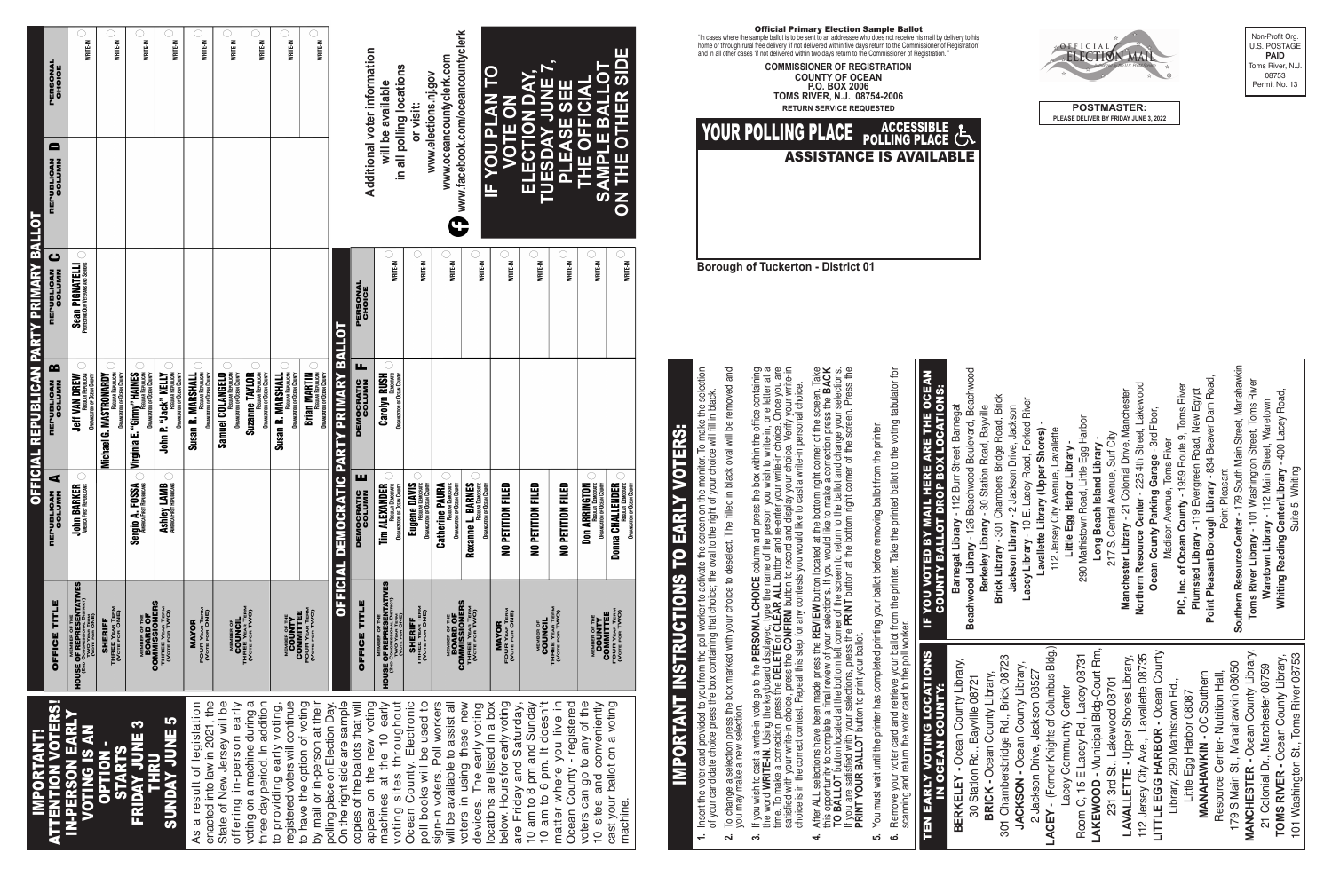# IMPORTANT! ATTENTION VOTERS! IN-PERSON EARLY VOTING IS AN OPTION - STARTS FRIDAY JUNE 3 THRU SUNDAY JUNE 5

As a result of legislation enacted into law in 2021, the State of New Jersey will be offering in-person early voting on a machine during a three day period. In addition to providing early voting, registered voters will continue to have the option of voting by mail or in-person at their polling place on Election Day. On the right side are sample copies of the ballots that will appear on the new voting machines at the 10 early voting sites throughout Ocean County. Electronic poll books will be used to sign-in voters. Poll workers will be available to assist all voters in using these new devices. The early voting locations are listed in a box below. Hours for early voting are Friday and Saturday, 10 am to 8 pm and Sunday 10 am to 6 pm. It doesn't matter where you live in Ocean County - registered voters can go to any of the 10 sites and conveniently cast your ballot on a voting machine.

## OFFICIAL REPUBLICAN PARTY PRIMARY BALLOT

| OFFICE TITLE | REPUBLICAN COLUMN A | REPUBLICAN COLUMN B | REPUBLICAN COLUMN C | REPUBLICAN COLUMN D | PERSONAL CHOICE |
|---|---|---|---|---|---|
| MEMBER OF THE HOUSE OF REPRESENTATIVES (2nd Congressional District) Two Year Term (Vote for ONE) | John BARKER America First Republicans | Jeff VAN DREW Regular Republican Organization of Ocean County | Sean PIGNATELLI Protecting Our Veterans and Seniors | | WRITE-IN |
| SHERIFF Three Year Term (Vote for ONE) | | Michael G. MASTRONARDY Regular Republican Organization of Ocean County | | | WRITE-IN |
| MEMBER OF THE BOARD OF COMMISSIONERS Three Year Term (Vote for TWO) | Sergio A. FOSSA America First Republicans | Virginia E. "Ginny" HAINES Regular Republican Organization of Ocean County | | | WRITE-IN |
| | Ashley LAMB America First Republicans | John P. "Jack" KELLY Regular Republican Organization of Ocean County | | | WRITE-IN |
| MAYOR Four Year Term (Vote for ONE) | | Susan R. MARSHALL Regular Republican Organization of Ocean County | | | WRITE-IN |
| MEMBER OF COUNCIL Three Year Term (Vote for TWO) | | Samuel COLANGELO Regular Republican Organization of Ocean County | | | WRITE-IN |
| | | Suzanne TAYLOR Regular Republican Organization of Ocean County | | | WRITE-IN |
| MEMBER OF THE COUNTY COMMITTEE Four Year Term (Vote for TWO) | | Susan R. MARSHALL Regular Republican Organization of Ocean County | | | WRITE-IN |
| | | Brian MARTIN Regular Republican Organization of Ocean County | | | WRITE-IN |

## OFFICIAL DEMOCRATIC PARTY PRIMARY BALLOT

| OFFICE TITLE | DEMOCRATIC COLUMN E | DEMOCRATIC COLUMN F | PERSONAL CHOICE |
|---|---|---|---|
| MEMBER OF THE HOUSE OF REPRESENTATIVES (2nd Congressional District) Two Year Term (Vote for ONE) | Tim ALEXANDER Regular Democratic Organization of Ocean County | Carolyn RUSH Democratic Organization of Ocean County | WRITE-IN |
| SHERIFF Three Year Term (Vote for ONE) | Eugene DAVIS Regular Democratic Organization of Ocean County | | WRITE-IN |
| MEMBER OF THE BOARD OF COMMISSIONERS Three Year Term (Vote for TWO) | Catherine PAURA Regular Democratic Organization of Ocean County | | WRITE-IN |
| | Roxanne L. BARNES Regular Democratic Organization of Ocean County | | WRITE-IN |
| MAYOR Four Year Term (Vote for ONE) | NO PETITION FILED | | WRITE-IN |
| MEMBER OF COUNCIL Three Year Term (Vote for TWO) | NO PETITION FILED | | WRITE-IN |
| | NO PETITION FILED | | WRITE-IN |
| MEMBER OF THE COUNTY COMMITTEE Four Year Term (Vote for TWO) | Don ARRINGTON Regular Democratic Organization of Ocean County | | WRITE-IN |
| | Donna CHALLENDER Regular Democratic Organization of Ocean County | | WRITE-IN |

Additional voter information will be available in all polling locations or visit:
www.elections.nj.gov
www.oceancountyclerk.com
www.facebook.com/oceancountyclerk

**IF YOU PLAN TO VOTE ON ELECTION DAY, TUESDAY JUNE 7, PLEASE SEE THE OFFICIAL SAMPLE BALLOT ON THE OTHER SIDE**

## IMPORTANT INSTRUCTIONS TO EARLY VOTERS:

1. Insert the voter card provided to you from the poll worker to activate the screen on the monitor. To make the selection of your candidate choice press the box containing that choice; the oval to the right of your choice will fill in black.
2. To change a selection press the box marked with your choice to deselect. The filled in black oval will be removed and you may make a new selection.
3. If you wish to cast a write-in vote go to the **PERSONAL CHOICE** column and press the box within the office containing the word **WRITE-IN**. Using the keyboard displayed, type the name of the person you wish to write-in, one letter at a time. To make a correction, press the **DELETE** or **CLEAR ALL** button and re-enter your write-in choice. Once you are satisfied with your write-in choice, press the **CONFIRM** button to record and display your choice. Verify your write-in choice is in the correct contest. Repeat this step for any contests you would like to cast a write-in personal choice.
4. After ALL selections have been made press the **REVIEW** button located at the bottom right corner of the screen. Take this opportunity to complete a final review of your selections. If you would like to make a correction press the **BACK TO BALLOT** button located at the bottom left corner of the screen to return to the ballot and change your selections. If you are satisfied with your selections, press the **PRINT** button at the bottom right corner of the screen. Press the **PRINT YOUR BALLOT** button to print your ballot.
5. You must wait until the printer has completed printing your ballot before removing ballot from the printer.
6. Remove your voter card and retrieve your ballot from the printer. Take the printed ballot to the voting tabulator for scanning and return the voter card to the poll worker.

### TEN EARLY VOTING LOCATIONS IN OCEAN COUNTY:

**BERKELEY** - Ocean County Library, 30 Station Rd., Bayville 08721
**BRICK** - Ocean County Library, 301 Chambersbridge Rd., Brick 08723
**JACKSON** - Ocean County Library, 2 Jackson Drive, Jackson 08527
**LACEY** - (Former Knights of Columbus Bldg.) Lacey Community Center Room C, 15 E Lacey Rd., Lacey 08731
**LAKEWOOD** - Municipal Bldg-Court Rm, 231 3rd St., Lakewood 08701
**LAVALLETTE** - Upper Shores Library, 112 Jersey City Ave., Lavallette 08735
**LITTLE EGG HARBOR** - Ocean County Library, 290 Mathistown Rd., Little Egg Harbor 08087
**MANAHAWKIN** - OC Southern Resource Center - Nutrition Hall, 179 S Main St. Manahawkin 08050
**MANCHESTER** - Ocean County Library, 21 Colonial Dr., Manchester 08759
**TOMS RIVER** - Ocean County Library, 101 Washington St., Toms River 08753

### IF YOU VOTED BY MAIL HERE ARE THE OCEAN COUNTY BALLOT DROP BOX LOCATIONS:

**Barnegat Library** - 112 Burr Street, Barnegat
**Beachwood Library** - 126 Beachwood Boulevard, Beachwood
**Berkeley Library** - 30 Station Road, Bayville
**Brick Library** - 301 Chambers Bridge Road, Brick
**Jackson Library** - 2 Jackson Drive, Jackson
**Lacey Library** - 10 E. Lacey Road, Forked River
**Lavallette Library (Upper Shores)** - 112 Jersey City Avenue, Lavallette
**Little Egg Harbor Library** - 290 Mathistown Road, Little Egg Harbor
**Long Beach Island Library** - 217 S. Central Avenue, Surf City
**Manchester Library** - 21 Colonial Drive, Manchester
**Northern Resource Center** - 225 4th Street, Lakewood
**Ocean County Parking Garage** - 3rd Floor, Madison Avenue, Toms River
**PIC, Inc. of Ocean County** - 1959 Route 9, Toms River
**Plumsted Library** - 119 Evergreen Road, New Egypt
**Point Pleasant Borough Library** - 834 Beaver Dam Road, Point Pleasant
**Southern Resource Center** - 179 South Main Street, Manahawkin
**Toms River Library** - 101 Washington Street, Toms River
**Waretown Library** - 112 Main Street, Waretown
**Whiting Reading Center/Library** - 400 Lacey Road, Suite 5, Whiting

---

**Official Primary Election Sample Ballot**

"In cases where the sample ballot is to be sent to an addressee who does not receive his mail by delivery to his home or through rural free delivery 'If not delivered within five days return to the Commissioner of Registration' and in all other cases 'If not delivered within two days return to the Commissioner of Registration.'"

**COMMISSIONER OF REGISTRATION**
**COUNTY OF OCEAN**
**P.O. BOX 2006**
**TOMS RIVER, N.J. 08754-2006**
**RETURN SERVICE REQUESTED**

OFFICIAL ELECTION MAIL

Non-Profit Org.
U.S. POSTAGE
**PAID**
Toms River, N.J.
08753
Permit No. 13

**POSTMASTER:**
PLEASE DELIVER BY FRIDAY JUNE 3, 2022

**YOUR POLLING PLACE** — ACCESSIBLE POLLING PLACE
**ASSISTANCE IS AVAILABLE**

**Borough of Tuckerton - District 01**